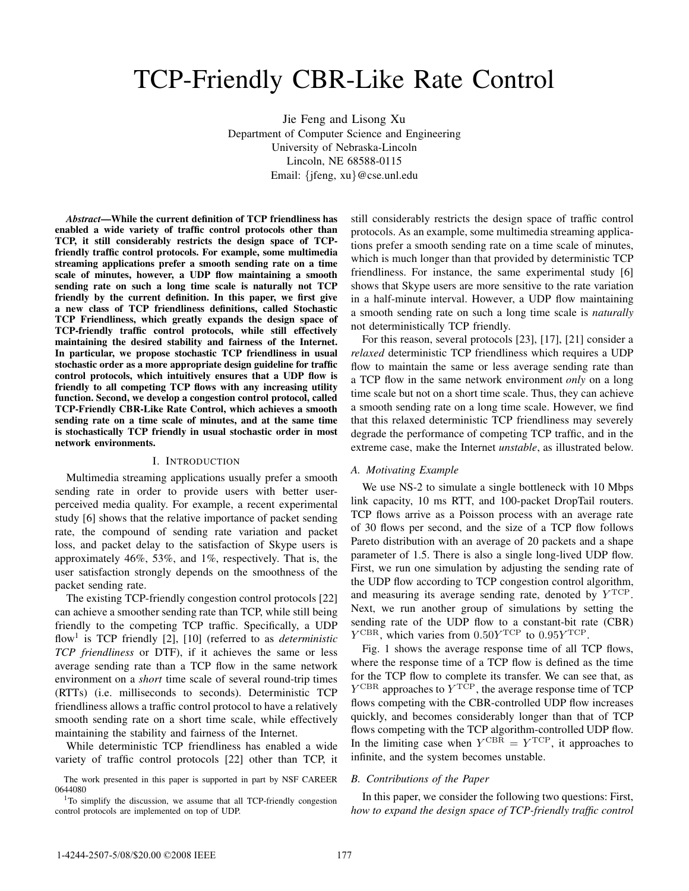# TCP-Friendly CBR-Like Rate Control

Jie Feng and Lisong Xu
Department of Computer Science and Engineering
University of Nebraska-Lincoln
Lincoln, NE 68588-0115
Email: {jfeng, xu}@cse.unl.edu

***Abstract*—While the current definition of TCP friendliness has enabled a wide variety of traffic control protocols other than TCP, it still considerably restricts the design space of TCP-friendly traffic control protocols. For example, some multimedia streaming applications prefer a smooth sending rate on a time scale of minutes, however, a UDP flow maintaining a smooth sending rate on such a long time scale is naturally not TCP friendly by the current definition. In this paper, we first give a new class of TCP friendliness definitions, called Stochastic TCP Friendliness, which greatly expands the design space of TCP-friendly traffic control protocols, while still effectively maintaining the desired stability and fairness of the Internet. In particular, we propose stochastic TCP friendliness in usual stochastic order as a more appropriate design guideline for traffic control protocols, which intuitively ensures that a UDP flow is friendly to all competing TCP flows with any increasing utility function. Second, we develop a congestion control protocol, called TCP-Friendly CBR-Like Rate Control, which achieves a smooth sending rate on a time scale of minutes, and at the same time is stochastically TCP friendly in usual stochastic order in most network environments.**

## I. Introduction

Multimedia streaming applications usually prefer a smooth sending rate in order to provide users with better user-perceived media quality. For example, a recent experimental study [6] shows that the relative importance of packet sending rate, the compound of sending rate variation and packet loss, and packet delay to the satisfaction of Skype users is approximately 46%, 53%, and 1%, respectively. That is, the user satisfaction strongly depends on the smoothness of the packet sending rate.

The existing TCP-friendly congestion control protocols [22] can achieve a smoother sending rate than TCP, while still being friendly to the competing TCP traffic. Specifically, a UDP flow[1] is TCP friendly [2], [10] (referred to as *deterministic TCP friendliness* or DTF), if it achieves the same or less average sending rate than a TCP flow in the same network environment on a *short* time scale of several round-trip times (RTTs) (i.e. milliseconds to seconds). Deterministic TCP friendliness allows a traffic control protocol to have a relatively smooth sending rate on a short time scale, while effectively maintaining the stability and fairness of the Internet.

While deterministic TCP friendliness has enabled a wide variety of traffic control protocols [22] other than TCP, it still considerably restricts the design space of traffic control protocols. As an example, some multimedia streaming applications prefer a smooth sending rate on a time scale of minutes, which is much longer than that provided by deterministic TCP friendliness. For instance, the same experimental study [6] shows that Skype users are more sensitive to the rate variation in a half-minute interval. However, a UDP flow maintaining a smooth sending rate on such a long time scale is *naturally* not deterministically TCP friendly.

For this reason, several protocols [23], [17], [21] consider a *relaxed* deterministic TCP friendliness which requires a UDP flow to maintain the same or less average sending rate than a TCP flow in the same network environment *only* on a long time scale but not on a short time scale. Thus, they can achieve a smooth sending rate on a long time scale. However, we find that this relaxed deterministic TCP friendliness may severely degrade the performance of competing TCP traffic, and in the extreme case, make the Internet *unstable*, as illustrated below.

### A. Motivating Example

We use NS-2 to simulate a single bottleneck with 10 Mbps link capacity, 10 ms RTT, and 100-packet DropTail routers. TCP flows arrive as a Poisson process with an average rate of 30 flows per second, and the size of a TCP flow follows Pareto distribution with an average of 20 packets and a shape parameter of 1.5. There is also a single long-lived UDP flow. First, we run one simulation by adjusting the sending rate of the UDP flow according to TCP congestion control algorithm, and measuring its average sending rate, denoted by $Y^{\mathrm{TCP}}$. Next, we run another group of simulations by setting the sending rate of the UDP flow to a constant-bit rate (CBR) $Y^{\mathrm{CBR}}$, which varies from $0.50Y^{\mathrm{TCP}}$ to $0.95Y^{\mathrm{TCP}}$.

Fig. 1 shows the average response time of all TCP flows, where the response time of a TCP flow is defined as the time for the TCP flow to complete its transfer. We can see that, as $Y^{\mathrm{CBR}}$ approaches to $Y^{\mathrm{TCP}}$, the average response time of TCP flows competing with the CBR-controlled UDP flow increases quickly, and becomes considerably longer than that of TCP flows competing with the TCP algorithm-controlled UDP flow. In the limiting case when $Y^{\mathrm{CBR}} = Y^{\mathrm{TCP}}$, it approaches to infinite, and the system becomes unstable.

### B. Contributions of the Paper

In this paper, we consider the following two questions: First, *how to expand the design space of TCP-friendly traffic control*

The work presented in this paper is supported in part by NSF CAREER 0644080

[1] To simplify the discussion, we assume that all TCP-friendly congestion control protocols are implemented on top of UDP.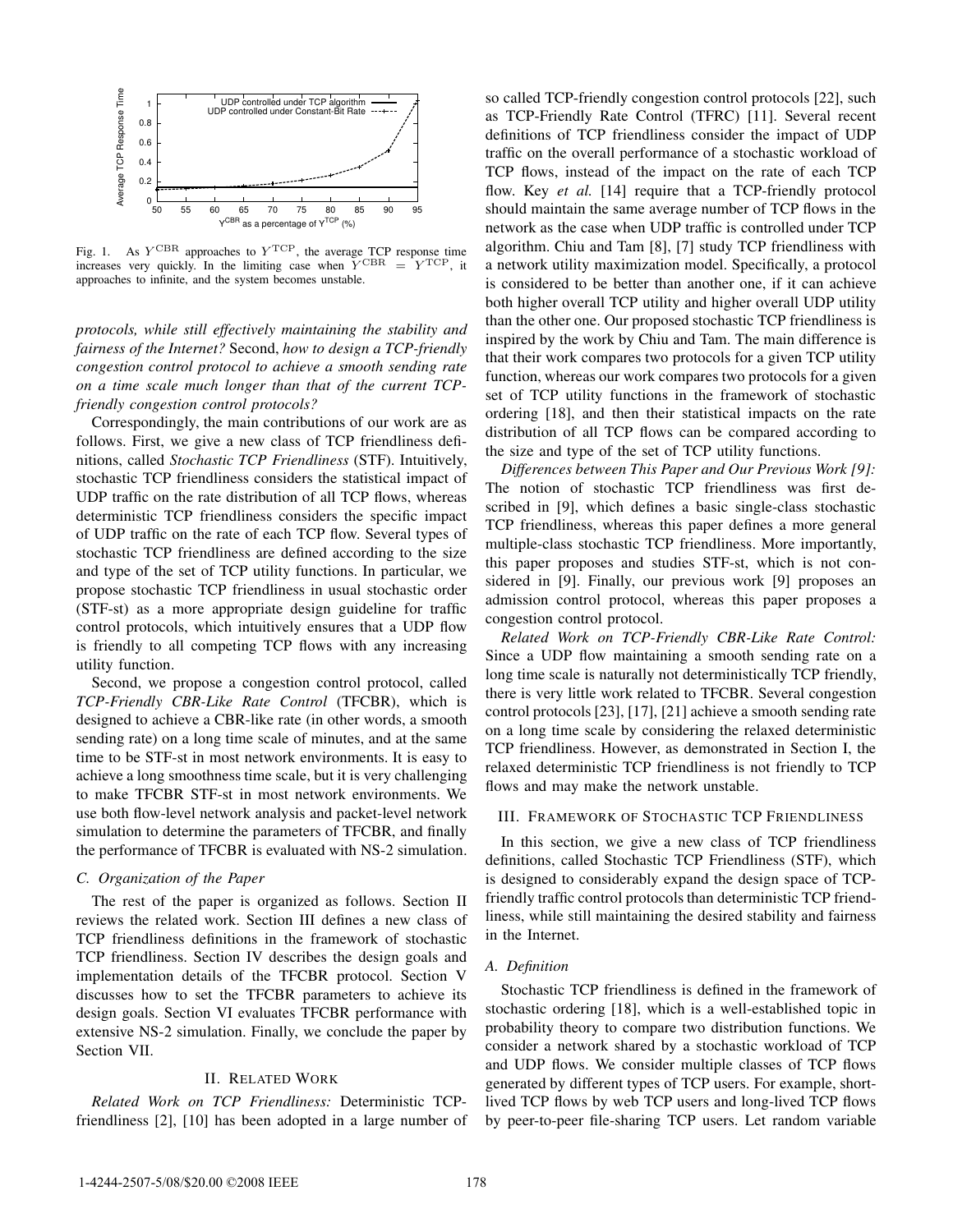Fig. 1. As $Y^{\rm CBR}$ approaches to $Y^{\rm TCP}$, the average TCP response time increases very quickly. In the limiting case when $Y^{\rm CBR} = Y^{\rm TCP}$, it approaches to infinite, and the system becomes unstable.

*protocols, while still effectively maintaining the stability and fairness of the Internet?* Second, *how to design a TCP-friendly congestion control protocol to achieve a smooth sending rate on a time scale much longer than that of the current TCP-friendly congestion control protocols?*

Correspondingly, the main contributions of our work are as follows. First, we give a new class of TCP friendliness definitions, called *Stochastic TCP Friendliness* (STF). Intuitively, stochastic TCP friendliness considers the statistical impact of UDP traffic on the rate distribution of all TCP flows, whereas deterministic TCP friendliness considers the specific impact of UDP traffic on the rate of each TCP flow. Several types of stochastic TCP friendliness are defined according to the size and type of the set of TCP utility functions. In particular, we propose stochastic TCP friendliness in usual stochastic order (STF-st) as a more appropriate design guideline for traffic control protocols, which intuitively ensures that a UDP flow is friendly to all competing TCP flows with any increasing utility function.

Second, we propose a congestion control protocol, called *TCP-Friendly CBR-Like Rate Control* (TFCBR), which is designed to achieve a CBR-like rate (in other words, a smooth sending rate) on a long time scale of minutes, and at the same time to be STF-st in most network environments. It is easy to achieve a long smoothness time scale, but it is very challenging to make TFCBR STF-st in most network environments. We use both flow-level network analysis and packet-level network simulation to determine the parameters of TFCBR, and finally the performance of TFCBR is evaluated with NS-2 simulation.

### C. Organization of the Paper

The rest of the paper is organized as follows. Section II reviews the related work. Section III defines a new class of TCP friendliness definitions in the framework of stochastic TCP friendliness. Section IV describes the design goals and implementation details of the TFCBR protocol. Section V discusses how to set the TFCBR parameters to achieve its design goals. Section VI evaluates TFCBR performance with extensive NS-2 simulation. Finally, we conclude the paper by Section VII.

## II. Related Work

*Related Work on TCP Friendliness:* Deterministic TCP-friendliness [2], [10] has been adopted in a large number of so called TCP-friendly congestion control protocols [22], such as TCP-Friendly Rate Control (TFRC) [11]. Several recent definitions of TCP friendliness consider the impact of UDP traffic on the overall performance of a stochastic workload of TCP flows, instead of the impact on the rate of each TCP flow. Key *et al.* [14] require that a TCP-friendly protocol should maintain the same average number of TCP flows in the network as the case when UDP traffic is controlled under TCP algorithm. Chiu and Tam [8], [7] study TCP friendliness with a network utility maximization model. Specifically, a protocol is considered to be better than another one, if it can achieve both higher overall TCP utility and higher overall UDP utility than the other one. Our proposed stochastic TCP friendliness is inspired by the work by Chiu and Tam. The main difference is that their work compares two protocols for a given TCP utility function, whereas our work compares two protocols for a given set of TCP utility functions in the framework of stochastic ordering [18], and then their statistical impacts on the rate distribution of all TCP flows can be compared according to the size and type of the set of TCP utility functions.

*Differences between This Paper and Our Previous Work [9]:* The notion of stochastic TCP friendliness was first described in [9], which defines a basic single-class stochastic TCP friendliness, whereas this paper defines a more general multiple-class stochastic TCP friendliness. More importantly, this paper proposes and studies STF-st, which is not considered in [9]. Finally, our previous work [9] proposes an admission control protocol, whereas this paper proposes a congestion control protocol.

*Related Work on TCP-Friendly CBR-Like Rate Control:* Since a UDP flow maintaining a smooth sending rate on a long time scale is naturally not deterministically TCP friendly, there is very little work related to TFCBR. Several congestion control protocols [23], [17], [21] achieve a smooth sending rate on a long time scale by considering the relaxed deterministic TCP friendliness. However, as demonstrated in Section I, the relaxed deterministic TCP friendliness is not friendly to TCP flows and may make the network unstable.

## III. Framework of Stochastic TCP Friendliness

In this section, we give a new class of TCP friendliness definitions, called Stochastic TCP Friendliness (STF), which is designed to considerably expand the design space of TCP-friendly traffic control protocols than deterministic TCP friendliness, while still maintaining the desired stability and fairness in the Internet.

### A. Definition

Stochastic TCP friendliness is defined in the framework of stochastic ordering [18], which is a well-established topic in probability theory to compare two distribution functions. We consider a network shared by a stochastic workload of TCP and UDP flows. We consider multiple classes of TCP flows generated by different types of TCP users. For example, short-lived TCP flows by web TCP users and long-lived TCP flows by peer-to-peer file-sharing TCP users. Let random variable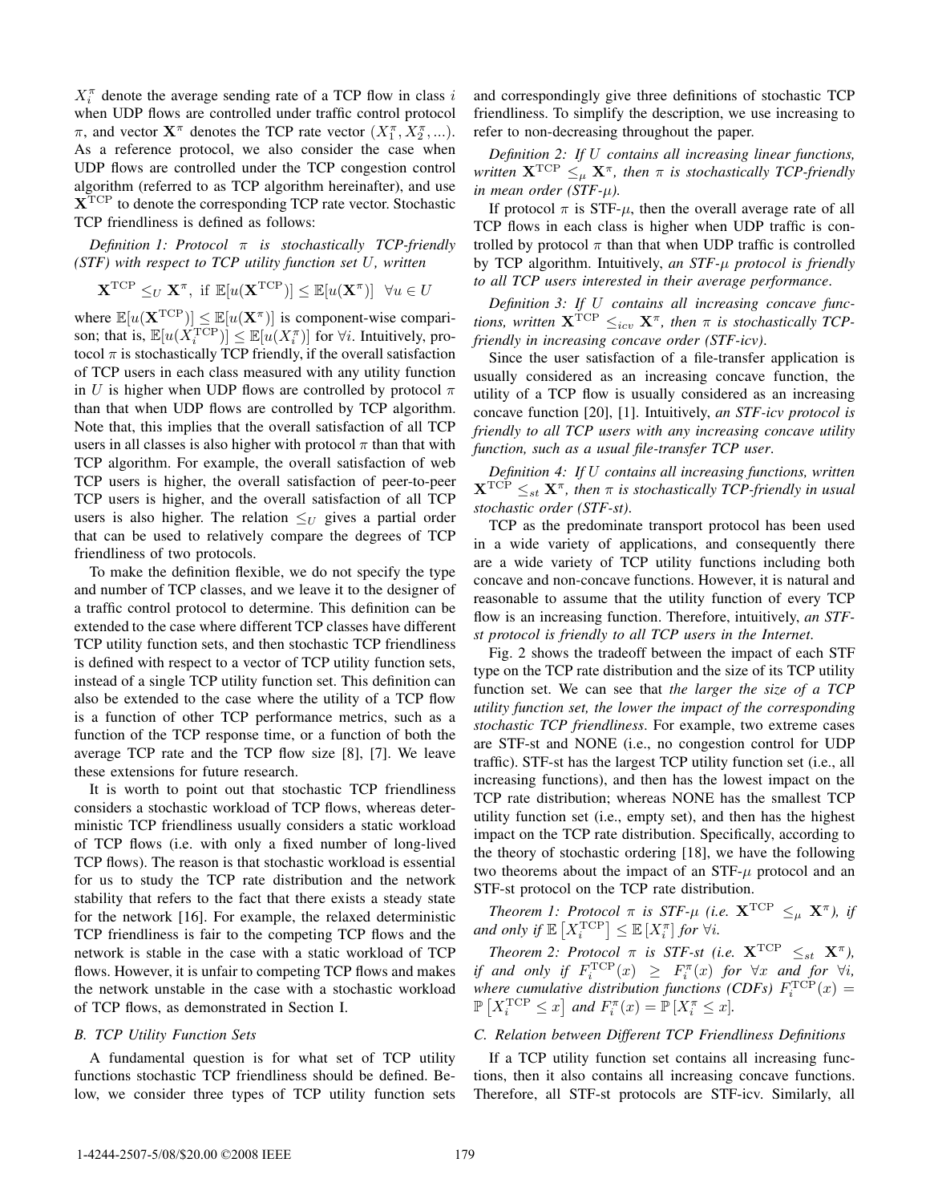$X_i^\pi$ denote the average sending rate of a TCP flow in class $i$ when UDP flows are controlled under traffic control protocol $\pi$, and vector $\mathbf{X}^\pi$ denotes the TCP rate vector $(X_1^\pi, X_2^\pi, ...)$. As a reference protocol, we also consider the case when UDP flows are controlled under the TCP congestion control algorithm (referred to as TCP algorithm hereinafter), and use $\mathbf{X}^{\text{TCP}}$ to denote the corresponding TCP rate vector. Stochastic TCP friendliness is defined as follows:

*Definition 1: Protocol $\pi$ is stochastically TCP-friendly (STF) with respect to TCP utility function set $U$, written*

$$\mathbf{X}^{\text{TCP}} \leq_U \mathbf{X}^\pi, \text{ if } \mathbb{E}[u(\mathbf{X}^{\text{TCP}})] \leq \mathbb{E}[u(\mathbf{X}^\pi)] \quad \forall u \in U$$

where $\mathbb{E}[u(\mathbf{X}^{\text{TCP}})] \leq \mathbb{E}[u(\mathbf{X}^\pi)]$ is component-wise comparison; that is, $\mathbb{E}[u(X_i^{\text{TCP}})] \leq \mathbb{E}[u(X_i^\pi)]$ for $\forall i$. Intuitively, protocol $\pi$ is stochastically TCP friendly, if the overall satisfaction of TCP users in each class measured with any utility function in $U$ is higher when UDP flows are controlled by protocol $\pi$ than that when UDP flows are controlled by TCP algorithm. Note that, this implies that the overall satisfaction of all TCP users in all classes is also higher with protocol $\pi$ than that with TCP algorithm. For example, the overall satisfaction of web TCP users is higher, the overall satisfaction of peer-to-peer TCP users is higher, and the overall satisfaction of all TCP users is also higher. The relation $\leq_U$ gives a partial order that can be used to relatively compare the degrees of TCP friendliness of two protocols.

To make the definition flexible, we do not specify the type and number of TCP classes, and we leave it to the designer of a traffic control protocol to determine. This definition can be extended to the case where different TCP classes have different TCP utility function sets, and then stochastic TCP friendliness is defined with respect to a vector of TCP utility function sets, instead of a single TCP utility function set. This definition can also be extended to the case where the utility of a TCP flow is a function of other TCP performance metrics, such as a function of the TCP response time, or a function of both the average TCP rate and the TCP flow size [8], [7]. We leave these extensions for future research.

It is worth to point out that stochastic TCP friendliness considers a stochastic workload of TCP flows, whereas deterministic TCP friendliness usually considers a static workload of TCP flows (i.e. with only a fixed number of long-lived TCP flows). The reason is that stochastic workload is essential for us to study the TCP rate distribution and the network stability that refers to the fact that there exists a steady state for the network [16]. For example, the relaxed deterministic TCP friendliness is fair to the competing TCP flows and the network is stable in the case with a static workload of TCP flows. However, it is unfair to competing TCP flows and makes the network unstable in the case with a stochastic workload of TCP flows, as demonstrated in Section I.

### *B. TCP Utility Function Sets*

A fundamental question is for what set of TCP utility functions stochastic TCP friendliness should be defined. Below, we consider three types of TCP utility function sets and correspondingly give three definitions of stochastic TCP friendliness. To simplify the description, we use increasing to refer to non-decreasing throughout the paper.

*Definition 2: If $U$ contains all increasing linear functions, written $\mathbf{X}^{\text{TCP}} \leq_\mu \mathbf{X}^\pi$, then $\pi$ is stochastically TCP-friendly in mean order (STF-$\mu$).*

If protocol $\pi$ is STF-$\mu$, then the overall average rate of all TCP flows in each class is higher when UDP traffic is controlled by protocol $\pi$ than that when UDP traffic is controlled by TCP algorithm. Intuitively, *an STF-$\mu$ protocol is friendly to all TCP users interested in their average performance*.

*Definition 3: If $U$ contains all increasing concave functions, written $\mathbf{X}^{\text{TCP}} \leq_{icv} \mathbf{X}^\pi$, then $\pi$ is stochastically TCP-friendly in increasing concave order (STF-icv).*

Since the user satisfaction of a file-transfer application is usually considered as an increasing concave function, the utility of a TCP flow is usually considered as an increasing concave function [20], [1]. Intuitively, *an STF-icv protocol is friendly to all TCP users with any increasing concave utility function, such as a usual file-transfer TCP user*.

*Definition 4: If $U$ contains all increasing functions, written $\mathbf{X}^{\text{TCP}} \leq_{st} \mathbf{X}^\pi$, then $\pi$ is stochastically TCP-friendly in usual stochastic order (STF-st).*

TCP as the predominate transport protocol has been used in a wide variety of applications, and consequently there are a wide variety of TCP utility functions including both concave and non-concave functions. However, it is natural and reasonable to assume that the utility function of every TCP flow is an increasing function. Therefore, intuitively, *an STF-st protocol is friendly to all TCP users in the Internet*.

Fig. 2 shows the tradeoff between the impact of each STF type on the TCP rate distribution and the size of its TCP utility function set. We can see that *the larger the size of a TCP utility function set, the lower the impact of the corresponding stochastic TCP friendliness*. For example, two extreme cases are STF-st and NONE (i.e., no congestion control for UDP traffic). STF-st has the largest TCP utility function set (i.e., all increasing functions), and then has the lowest impact on the TCP rate distribution; whereas NONE has the smallest TCP utility function set (i.e., empty set), and then has the highest impact on the TCP rate distribution. Specifically, according to the theory of stochastic ordering [18], we have the following two theorems about the impact of an STF-$\mu$ protocol and an STF-st protocol on the TCP rate distribution.

*Theorem 1: Protocol $\pi$ is STF-$\mu$ (i.e. $\mathbf{X}^{\text{TCP}} \leq_\mu \mathbf{X}^\pi$), if and only if $\mathbb{E}\left[X_i^{\text{TCP}}\right] \leq \mathbb{E}\left[X_i^\pi\right]$ for $\forall i$.*

*Theorem 2: Protocol $\pi$ is STF-st (i.e. $\mathbf{X}^{\text{TCP}} \leq_{st} \mathbf{X}^\pi$), if and only if $F_i^{\text{TCP}}(x) \geq F_i^\pi(x)$ for $\forall x$ and for $\forall i$, where cumulative distribution functions (CDFs) $F_i^{\text{TCP}}(x) = \mathbb{P}\left[X_i^{\text{TCP}} \leq x\right]$ and $F_i^\pi(x) = \mathbb{P}\left[X_i^\pi \leq x\right]$.*

### *C. Relation between Different TCP Friendliness Definitions*

If a TCP utility function set contains all increasing functions, then it also contains all increasing concave functions. Therefore, all STF-st protocols are STF-icv. Similarly, all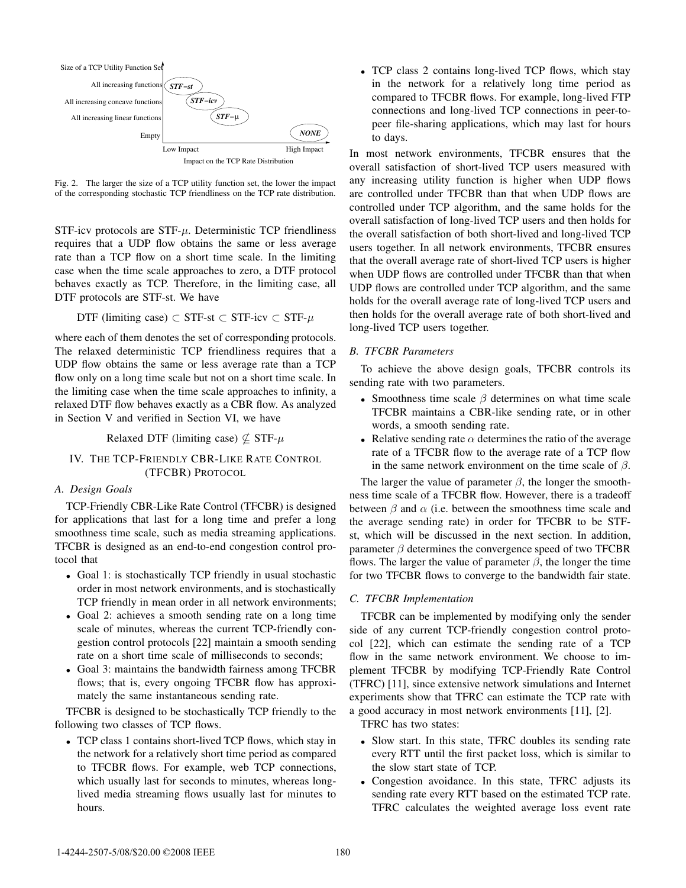Size of a TCP Utility Function Set

All increasing functions — STF−st

All increasing concave functions — STF−icv

All increasing linear functions — STF−μ

Empty — NONE

Low Impact — High Impact

Impact on the TCP Rate Distribution

Fig. 2. The larger the size of a TCP utility function set, the lower the impact of the corresponding stochastic TCP friendliness on the TCP rate distribution.

STF-icv protocols are STF-$\mu$. Deterministic TCP friendliness requires that a UDP flow obtains the same or less average rate than a TCP flow on a short time scale. In the limiting case when the time scale approaches to zero, a DTF protocol behaves exactly as TCP. Therefore, in the limiting case, all DTF protocols are STF-st. We have

$$\text{DTF (limiting case)} \subset \text{STF-st} \subset \text{STF-icv} \subset \text{STF-}\mu$$

where each of them denotes the set of corresponding protocols. The relaxed deterministic TCP friendliness requires that a UDP flow obtains the same or less average rate than a TCP flow only on a long time scale but not on a short time scale. In the limiting case when the time scale approaches to infinity, a relaxed DTF flow behaves exactly as a CBR flow. As analyzed in Section V and verified in Section VI, we have

$$\text{Relaxed DTF (limiting case)} \nsubseteq \text{STF-}\mu$$

## IV. The TCP-Friendly CBR-Like Rate Control (TFCBR) Protocol

### A. Design Goals

TCP-Friendly CBR-Like Rate Control (TFCBR) is designed for applications that last for a long time and prefer a long smoothness time scale, such as media streaming applications. TFCBR is designed as an end-to-end congestion control protocol that

- Goal 1: is stochastically TCP friendly in usual stochastic order in most network environments, and is stochastically TCP friendly in mean order in all network environments;
- Goal 2: achieves a smooth sending rate on a long time scale of minutes, whereas the current TCP-friendly congestion control protocols [22] maintain a smooth sending rate on a short time scale of milliseconds to seconds;
- Goal 3: maintains the bandwidth fairness among TFCBR flows; that is, every ongoing TFCBR flow has approximately the same instantaneous sending rate.

TFCBR is designed to be stochastically TCP friendly to the following two classes of TCP flows.

- TCP class 1 contains short-lived TCP flows, which stay in the network for a relatively short time period as compared to TFCBR flows. For example, web TCP connections, which usually last for seconds to minutes, whereas long-lived media streaming flows usually last for minutes to hours.
- TCP class 2 contains long-lived TCP flows, which stay in the network for a relatively long time period as compared to TFCBR flows. For example, long-lived FTP connections and long-lived TCP connections in peer-to-peer file-sharing applications, which may last for hours to days.

In most network environments, TFCBR ensures that the overall satisfaction of short-lived TCP users measured with any increasing utility function is higher when UDP flows are controlled under TFCBR than that when UDP flows are controlled under TCP algorithm, and the same holds for the overall satisfaction of long-lived TCP users and then holds for the overall satisfaction of both short-lived and long-lived TCP users together. In all network environments, TFCBR ensures that the overall average rate of short-lived TCP users is higher when UDP flows are controlled under TFCBR than that when UDP flows are controlled under TCP algorithm, and the same holds for the overall average rate of long-lived TCP users and then holds for the overall average rate of both short-lived and long-lived TCP users together.

### B. TFCBR Parameters

To achieve the above design goals, TFCBR controls its sending rate with two parameters.

- Smoothness time scale $\beta$ determines on what time scale TFCBR maintains a CBR-like sending rate, or in other words, a smooth sending rate.
- Relative sending rate $\alpha$ determines the ratio of the average rate of a TFCBR flow to the average rate of a TCP flow in the same network environment on the time scale of $\beta$.

The larger the value of parameter $\beta$, the longer the smoothness time scale of a TFCBR flow. However, there is a tradeoff between $\beta$ and $\alpha$ (i.e. between the smoothness time scale and the average sending rate) in order for TFCBR to be STF-st, which will be discussed in the next section. In addition, parameter $\beta$ determines the convergence speed of two TFCBR flows. The larger the value of parameter $\beta$, the longer the time for two TFCBR flows to converge to the bandwidth fair state.

### C. TFCBR Implementation

TFCBR can be implemented by modifying only the sender side of any current TCP-friendly congestion control protocol [22], which can estimate the sending rate of a TCP flow in the same network environment. We choose to implement TFCBR by modifying TCP-Friendly Rate Control (TFRC) [11], since extensive network simulations and Internet experiments show that TFRC can estimate the TCP rate with a good accuracy in most network environments [11], [2].

TFRC has two states:

- Slow start. In this state, TFRC doubles its sending rate every RTT until the first packet loss, which is similar to the slow start state of TCP.
- Congestion avoidance. In this state, TFRC adjusts its sending rate every RTT based on the estimated TCP rate. TFRC calculates the weighted average loss event rate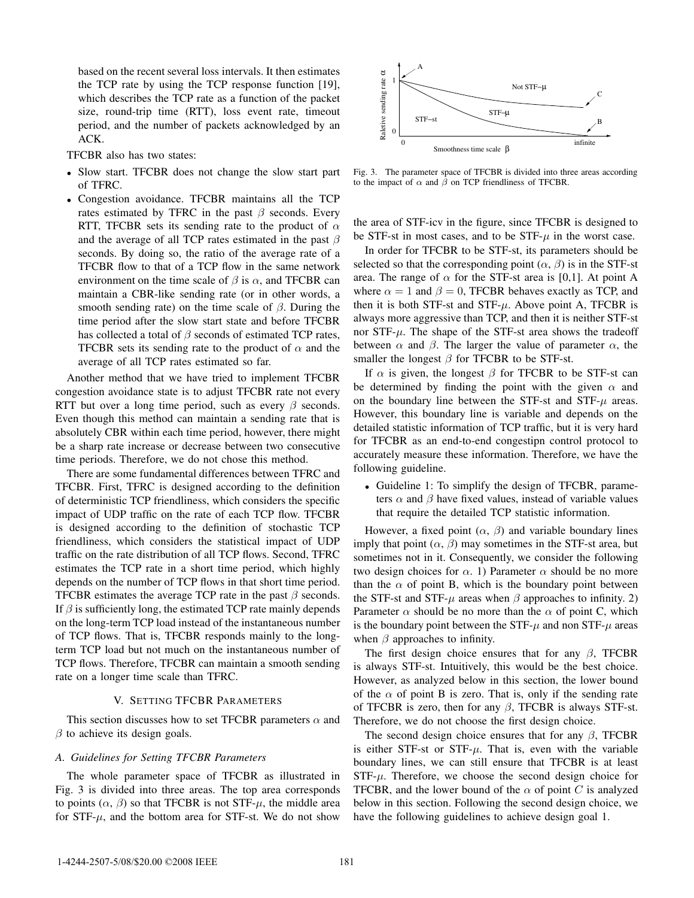based on the recent several loss intervals. It then estimates the TCP rate by using the TCP response function [19], which describes the TCP rate as a function of the packet size, round-trip time (RTT), loss event rate, timeout period, and the number of packets acknowledged by an ACK.

TFCBR also has two states:

- Slow start. TFCBR does not change the slow start part of TFRC.
- Congestion avoidance. TFCBR maintains all the TCP rates estimated by TFRC in the past $\beta$ seconds. Every RTT, TFCBR sets its sending rate to the product of $\alpha$ and the average of all TCP rates estimated in the past $\beta$ seconds. By doing so, the ratio of the average rate of a TFCBR flow to that of a TCP flow in the same network environment on the time scale of $\beta$ is $\alpha$, and TFCBR can maintain a CBR-like sending rate (or in other words, a smooth sending rate) on the time scale of $\beta$. During the time period after the slow start state and before TFCBR has collected a total of $\beta$ seconds of estimated TCP rates, TFCBR sets its sending rate to the product of $\alpha$ and the average of all TCP rates estimated so far.

Another method that we have tried to implement TFCBR congestion avoidance state is to adjust TFCBR rate not every RTT but over a long time period, such as every $\beta$ seconds. Even though this method can maintain a sending rate that is absolutely CBR within each time period, however, there might be a sharp rate increase or decrease between two consecutive time periods. Therefore, we do not chose this method.

There are some fundamental differences between TFRC and TFCBR. First, TFRC is designed according to the definition of deterministic TCP friendliness, which considers the specific impact of UDP traffic on the rate of each TCP flow. TFCBR is designed according to the definition of stochastic TCP friendliness, which considers the statistical impact of UDP traffic on the rate distribution of all TCP flows. Second, TFRC estimates the TCP rate in a short time period, which highly depends on the number of TCP flows in that short time period. TFCBR estimates the average TCP rate in the past $\beta$ seconds. If $\beta$ is sufficiently long, the estimated TCP rate mainly depends on the long-term TCP load instead of the instantaneous number of TCP flows. That is, TFCBR responds mainly to the long-term TCP load but not much on the instantaneous number of TCP flows. Therefore, TFCBR can maintain a smooth sending rate on a longer time scale than TFRC.

## V. Setting TFCBR Parameters

This section discusses how to set TFCBR parameters $\alpha$ and $\beta$ to achieve its design goals.

### A. Guidelines for Setting TFCBR Parameters

The whole parameter space of TFCBR as illustrated in Fig. 3 is divided into three areas. The top area corresponds to points ($\alpha$, $\beta$) so that TFCBR is not STF-$\mu$, the middle area for STF-$\mu$, and the bottom area for STF-st. We do not show the area of STF-icv in the figure, since TFCBR is designed to be STF-st in most cases, and to be STF-$\mu$ in the worst case.

Fig. 3. The parameter space of TFCBR is divided into three areas according to the impact of $\alpha$ and $\beta$ on TCP friendliness of TFCBR.

In order for TFCBR to be STF-st, its parameters should be selected so that the corresponding point ($\alpha$, $\beta$) is in the STF-st area. The range of $\alpha$ for the STF-st area is [0,1]. At point A where $\alpha = 1$ and $\beta = 0$, TFCBR behaves exactly as TCP, and then it is both STF-st and STF-$\mu$. Above point A, TFCBR is always more aggressive than TCP, and then it is neither STF-st nor STF-$\mu$. The shape of the STF-st area shows the tradeoff between $\alpha$ and $\beta$. The larger the value of parameter $\alpha$, the smaller the longest $\beta$ for TFCBR to be STF-st.

If $\alpha$ is given, the longest $\beta$ for TFCBR to be STF-st can be determined by finding the point with the given $\alpha$ and on the boundary line between the STF-st and STF-$\mu$ areas. However, this boundary line is variable and depends on the detailed statistic information of TCP traffic, but it is very hard for TFCBR as an end-to-end congestipn control protocol to accurately measure these information. Therefore, we have the following guideline.

- Guideline 1: To simplify the design of TFCBR, parameters $\alpha$ and $\beta$ have fixed values, instead of variable values that require the detailed TCP statistic information.

However, a fixed point ($\alpha$, $\beta$) and variable boundary lines imply that point ($\alpha$, $\beta$) may sometimes in the STF-st area, but sometimes not in it. Consequently, we consider the following two design choices for $\alpha$. 1) Parameter $\alpha$ should be no more than the $\alpha$ of point B, which is the boundary point between the STF-st and STF-$\mu$ areas when $\beta$ approaches to infinity. 2) Parameter $\alpha$ should be no more than the $\alpha$ of point C, which is the boundary point between the STF-$\mu$ and non STF-$\mu$ areas when $\beta$ approaches to infinity.

The first design choice ensures that for any $\beta$, TFCBR is always STF-st. Intuitively, this would be the best choice. However, as analyzed below in this section, the lower bound of the $\alpha$ of point B is zero. That is, only if the sending rate of TFCBR is zero, then for any $\beta$, TFCBR is always STF-st. Therefore, we do not choose the first design choice.

The second design choice ensures that for any $\beta$, TFCBR is either STF-st or STF-$\mu$. That is, even with the variable boundary lines, we can still ensure that TFCBR is at least STF-$\mu$. Therefore, we choose the second design choice for TFCBR, and the lower bound of the $\alpha$ of point $C$ is analyzed below in this section. Following the second design choice, we have the following guidelines to achieve design goal 1.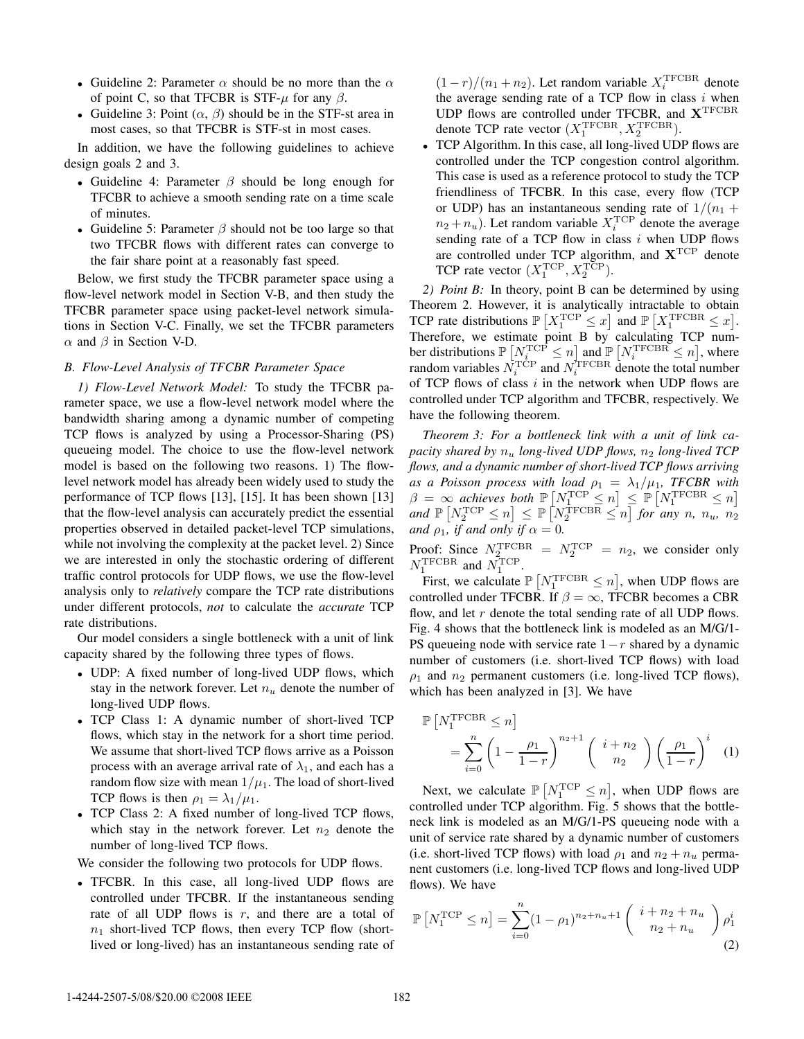- Guideline 2: Parameter $\alpha$ should be no more than the $\alpha$ of point C, so that TFCBR is STF-$\mu$ for any $\beta$.
- Guideline 3: Point ($\alpha$, $\beta$) should be in the STF-st area in most cases, so that TFCBR is STF-st in most cases.

In addition, we have the following guidelines to achieve design goals 2 and 3.

- Guideline 4: Parameter $\beta$ should be long enough for TFCBR to achieve a smooth sending rate on a time scale of minutes.
- Guideline 5: Parameter $\beta$ should not be too large so that two TFCBR flows with different rates can converge to the fair share point at a reasonably fast speed.

Below, we first study the TFCBR parameter space using a flow-level network model in Section V-B, and then study the TFCBR parameter space using packet-level network simulations in Section V-C. Finally, we set the TFCBR parameters $\alpha$ and $\beta$ in Section V-D.

### B. Flow-Level Analysis of TFCBR Parameter Space

*1) Flow-Level Network Model:* To study the TFCBR parameter space, we use a flow-level network model where the bandwidth sharing among a dynamic number of competing TCP flows is analyzed by using a Processor-Sharing (PS) queueing model. The choice to use the flow-level network model is based on the following two reasons. 1) The flow-level network model has already been widely used to study the performance of TCP flows [13], [15]. It has been shown [13] that the flow-level analysis can accurately predict the essential properties observed in detailed packet-level TCP simulations, while not involving the complexity at the packet level. 2) Since we are interested in only the stochastic ordering of different traffic control protocols for UDP flows, we use the flow-level analysis only to *relatively* compare the TCP rate distributions under different protocols, *not* to calculate the *accurate* TCP rate distributions.

Our model considers a single bottleneck with a unit of link capacity shared by the following three types of flows.

- UDP: A fixed number of long-lived UDP flows, which stay in the network forever. Let $n_u$ denote the number of long-lived UDP flows.
- TCP Class 1: A dynamic number of short-lived TCP flows, which stay in the network for a short time period. We assume that short-lived TCP flows arrive as a Poisson process with an average arrival rate of $\lambda_1$, and each has a random flow size with mean $1/\mu_1$. The load of short-lived TCP flows is then $\rho_1 = \lambda_1/\mu_1$.
- TCP Class 2: A fixed number of long-lived TCP flows, which stay in the network forever. Let $n_2$ denote the number of long-lived TCP flows.

We consider the following two protocols for UDP flows.

- TFCBR. In this case, all long-lived UDP flows are controlled under TFCBR. If the instantaneous sending rate of all UDP flows is $r$, and there are a total of $n_1$ short-lived TCP flows, then every TCP flow (short-lived or long-lived) has an instantaneous sending rate of $(1-r)/(n_1+n_2)$. Let random variable $X_i^{\mathrm{TFCBR}}$ denote the average sending rate of a TCP flow in class $i$ when UDP flows are controlled under TFCBR, and $\mathbf{X}^{\mathrm{TFCBR}}$ denote TCP rate vector $(X_1^{\mathrm{TFCBR}}, X_2^{\mathrm{TFCBR}})$.
- TCP Algorithm. In this case, all long-lived UDP flows are controlled under the TCP congestion control algorithm. This case is used as a reference protocol to study the TCP friendliness of TFCBR. In this case, every flow (TCP or UDP) has an instantaneous sending rate of $1/(n_1+n_2+n_u)$. Let random variable $X_i^{\mathrm{TCP}}$ denote the average sending rate of a TCP flow in class $i$ when UDP flows are controlled under TCP algorithm, and $\mathbf{X}^{\mathrm{TCP}}$ denote TCP rate vector $(X_1^{\mathrm{TCP}}, X_2^{\mathrm{TCP}})$.

*2) Point B:* In theory, point B can be determined by using Theorem 2. However, it is analytically intractable to obtain TCP rate distributions $\mathbb{P}\left[X_1^{\mathrm{TCP}} \le x\right]$ and $\mathbb{P}\left[X_1^{\mathrm{TFCBR}} \le x\right]$. Therefore, we estimate point B by calculating TCP number distributions $\mathbb{P}\left[N_i^{\mathrm{TCP}} \le n\right]$ and $\mathbb{P}\left[N_i^{\mathrm{TFCBR}} \le n\right]$, where random variables $N_i^{\mathrm{TCP}}$ and $N_i^{\mathrm{TFCBR}}$ denote the total number of TCP flows of class $i$ in the network when UDP flows are controlled under TCP algorithm and TFCBR, respectively. We have the following theorem.

*Theorem 3: For a bottleneck link with a unit of link capacity shared by $n_u$ long-lived UDP flows, $n_2$ long-lived TCP flows, and a dynamic number of short-lived TCP flows arriving as a Poisson process with load $\rho_1 = \lambda_1/\mu_1$, TFCBR with $\beta = \infty$ achieves both $\mathbb{P}\left[N_1^{\mathrm{TCP}} \le n\right] \le \mathbb{P}\left[N_1^{\mathrm{TFCBR}} \le n\right]$ and $\mathbb{P}\left[N_2^{\mathrm{TCP}} \le n\right] \le \mathbb{P}\left[N_2^{\mathrm{TFCBR}} \le n\right]$ for any $n$, $n_u$, $n_2$ and $\rho_1$, if and only if $\alpha = 0$.*

Proof: Since $N_2^{\mathrm{TFCBR}} = N_2^{\mathrm{TCP}} = n_2$, we consider only $N_1^{\mathrm{TFCBR}}$ and $N_1^{\mathrm{TCP}}$.

First, we calculate $\mathbb{P}\left[N_1^{\mathrm{TFCBR}} \le n\right]$, when UDP flows are controlled under TFCBR. If $\beta = \infty$, TFCBR becomes a CBR flow, and let $r$ denote the total sending rate of all UDP flows. Fig. 4 shows that the bottleneck link is modeled as an M/G/1-PS queueing node with service rate $1-r$ shared by a dynamic number of customers (i.e. short-lived TCP flows) with load $\rho_1$ and $n_2$ permanent customers (i.e. long-lived TCP flows), which has been analyzed in [3]. We have

$$\mathbb{P}\left[N_1^{\mathrm{TFCBR}} \le n\right] = \sum_{i=0}^{n} \left(1 - \frac{\rho_1}{1-r}\right)^{n_2+1} \binom{i+n_2}{n_2} \left(\frac{\rho_1}{1-r}\right)^{i} \quad (1)$$

Next, we calculate $\mathbb{P}\left[N_1^{\mathrm{TCP}} \le n\right]$, when UDP flows are controlled under TCP algorithm. Fig. 5 shows that the bottleneck link is modeled as an M/G/1-PS queueing node with a unit of service rate shared by a dynamic number of customers (i.e. short-lived TCP flows) with load $\rho_1$ and $n_2 + n_u$ permanent customers (i.e. long-lived TCP flows and long-lived UDP flows). We have

$$\mathbb{P}\left[N_1^{\mathrm{TCP}} \le n\right] = \sum_{i=0}^{n} (1-\rho_1)^{n_2+n_u+1} \binom{i+n_2+n_u}{n_2+n_u} \rho_1^{i} \quad (2)$$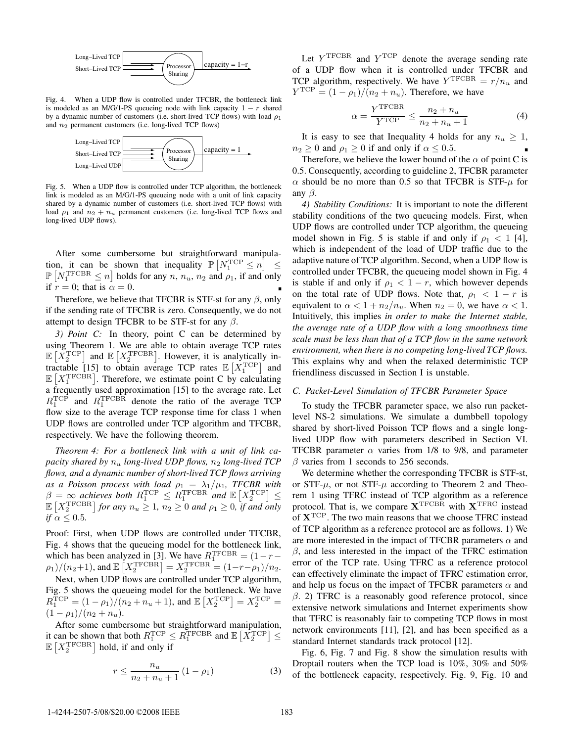Fig. 4. When a UDP flow is controlled under TFCBR, the bottleneck link is modeled as an M/G/1-PS queueing node with link capacity $1 - r$ shared by a dynamic number of customers (i.e. short-lived TCP flows) with load $\rho_1$ and $n_2$ permanent customers (i.e. long-lived TCP flows)

Fig. 5. When a UDP flow is controlled under TCP algorithm, the bottleneck link is modeled as an M/G/1-PS queueing node with a unit of link capacity shared by a dynamic number of customers (i.e. short-lived TCP flows) with load $\rho_1$ and $n_2 + n_u$ permanent customers (i.e. long-lived TCP flows and long-lived UDP flows).

After some cumbersome but straightforward manipulation, it can be shown that inequality $\mathbb{P}\left[N_1^{\mathrm{TCP}} \leq n\right] \leq \mathbb{P}\left[N_1^{\mathrm{TFCBR}} \leq n\right]$ holds for any $n$, $n_u$, $n_2$ and $\rho_1$, if and only if $r = 0$; that is $\alpha = 0$. ∎

Therefore, we believe that TFCBR is STF-st for any $\beta$, only if the sending rate of TFCBR is zero. Consequently, we do not attempt to design TFCBR to be STF-st for any $\beta$.

*3) Point C:* In theory, point C can be determined by using Theorem 1. We are able to obtain average TCP rates $\mathbb{E}\left[X_2^{\mathrm{TCP}}\right]$ and $\mathbb{E}\left[X_2^{\mathrm{TFCBR}}\right]$. However, it is analytically intractable [15] to obtain average TCP rates $\mathbb{E}\left[X_1^{\mathrm{TCP}}\right]$ and $\mathbb{E}\left[X_1^{\mathrm{TFCBR}}\right]$. Therefore, we estimate point C by calculating a frequently used approximation [15] to the average rate. Let $R_1^{\mathrm{TCP}}$ and $R_1^{\mathrm{TFCBR}}$ denote the ratio of the average TCP flow size to the average TCP response time for class 1 when UDP flows are controlled under TCP algorithm and TFCBR, respectively. We have the following theorem.

*Theorem 4: For a bottleneck link with a unit of link capacity shared by $n_u$ long-lived UDP flows, $n_2$ long-lived TCP flows, and a dynamic number of short-lived TCP flows arriving as a Poisson process with load $\rho_1 = \lambda_1/\mu_1$, TFCBR with $\beta = \infty$ achieves both $R_1^{\mathrm{TCP}} \leq R_1^{\mathrm{TFCBR}}$ and $\mathbb{E}\left[X_2^{\mathrm{TCP}}\right] \leq \mathbb{E}\left[X_2^{\mathrm{TFCBR}}\right]$ for any $n_u \geq 1$, $n_2 \geq 0$ and $\rho_1 \geq 0$, if and only if $\alpha \leq 0.5$.*

Proof: First, when UDP flows are controlled under TFCBR, Fig. 4 shows that the queueing model for the bottleneck link, which has been analyzed in [3]. We have $R_1^{\mathrm{TFCBR}} = (1 - r - \rho_1)/(n_2+1)$, and $\mathbb{E}\left[X_2^{\mathrm{TFCBR}}\right] = X_2^{\mathrm{TFCBR}} = (1-r-\rho_1)/n_2$.

Next, when UDP flows are controlled under TCP algorithm, Fig. 5 shows the queueing model for the bottleneck. We have $R_1^{\mathrm{TCP}} = (1 - \rho_1)/(n_2 + n_u + 1)$, and $\mathbb{E}\left[X_2^{\mathrm{TCP}}\right] = X_2^{\mathrm{TCP}} = (1 - \rho_1)/(n_2 + n_u)$.

After some cumbersome but straightforward manipulation, it can be shown that both $R_1^{\mathrm{TCP}} \leq R_1^{\mathrm{TFCBR}}$ and $\mathbb{E}\left[X_2^{\mathrm{TCP}}\right] \leq \mathbb{E}\left[X_2^{\mathrm{TFCBR}}\right]$ hold, if and only if

$$r \leq \frac{n_u}{n_2 + n_u + 1}\left(1 - \rho_1\right) \tag{3}$$

Let $Y^{\mathrm{TFCBR}}$ and $Y^{\mathrm{TCP}}$ denote the average sending rate of a UDP flow when it is controlled under TFCBR and TCP algorithm, respectively. We have $Y^{\mathrm{TFCBR}} = r/n_u$ and $Y^{\mathrm{TCP}} = (1 - \rho_1)/(n_2 + n_u)$. Therefore, we have

$$\alpha = \frac{Y^{\mathrm{TFCBR}}}{Y^{\mathrm{TCP}}} \leq \frac{n_2 + n_u}{n_2 + n_u + 1} \tag{4}$$

It is easy to see that Inequality 4 holds for any $n_u \geq 1$, $n_2 \geq 0$ and $\rho_1 \geq 0$ if and only if $\alpha \leq 0.5$. ∎

Therefore, we believe the lower bound of the $\alpha$ of point C is 0.5. Consequently, according to guideline 2, TFCBR parameter $\alpha$ should be no more than 0.5 so that TFCBR is STF-$\mu$ for any $\beta$.

*4) Stability Conditions:* It is important to note the different stability conditions of the two queueing models. First, when UDP flows are controlled under TCP algorithm, the queueing model shown in Fig. 5 is stable if and only if $\rho_1 < 1$ [4], which is independent of the load of UDP traffic due to the adaptive nature of TCP algorithm. Second, when a UDP flow is controlled under TFCBR, the queueing model shown in Fig. 4 is stable if and only if $\rho_1 < 1 - r$, which however depends on the total rate of UDP flows. Note that, $\rho_1 < 1 - r$ is equivalent to $\alpha < 1 + n_2/n_u$. When $n_2 = 0$, we have $\alpha < 1$. Intuitively, this implies *in order to make the Internet stable, the average rate of a UDP flow with a long smoothness time scale must be less than that of a TCP flow in the same network environment, when there is no competing long-lived TCP flows.* This explains why and when the relaxed deterministic TCP friendliness discussed in Section I is unstable.

### C. Packet-Level Simulation of TFCBR Parameter Space

To study the TFCBR parameter space, we also run packet-level NS-2 simulations. We simulate a dumbbell topology shared by short-lived Poisson TCP flows and a single long-lived UDP flow with parameters described in Section VI. TFCBR parameter $\alpha$ varies from 1/8 to 9/8, and parameter $\beta$ varies from 1 seconds to 256 seconds.

We determine whether the corresponding TFCBR is STF-st, or STF-$\mu$, or not STF-$\mu$ according to Theorem 2 and Theorem 1 using TFRC instead of TCP algorithm as a reference protocol. That is, we compare $\mathbf{X}^{\mathrm{TFCBR}}$ with $\mathbf{X}^{\mathrm{TFRC}}$ instead of $\mathbf{X}^{\mathrm{TCP}}$. The two main reasons that we choose TFRC instead of TCP algorithm as a reference protocol are as follows. 1) We are more interested in the impact of TFCBR parameters $\alpha$ and $\beta$, and less interested in the impact of the TFRC estimation error of the TCP rate. Using TFRC as a reference protocol can effectively eliminate the impact of TFRC estimation error, and help us focus on the impact of TFCBR parameters $\alpha$ and $\beta$. 2) TFRC is a reasonably good reference protocol, since extensive network simulations and Internet experiments show that TFRC is reasonably fair to competing TCP flows in most network environments [11], [2], and has been specified as a standard Internet standards track protocol [12].

Fig. 6, Fig. 7 and Fig. 8 show the simulation results with Droptail routers when the TCP load is 10%, 30% and 50% of the bottleneck capacity, respectively. Fig. 9, Fig. 10 and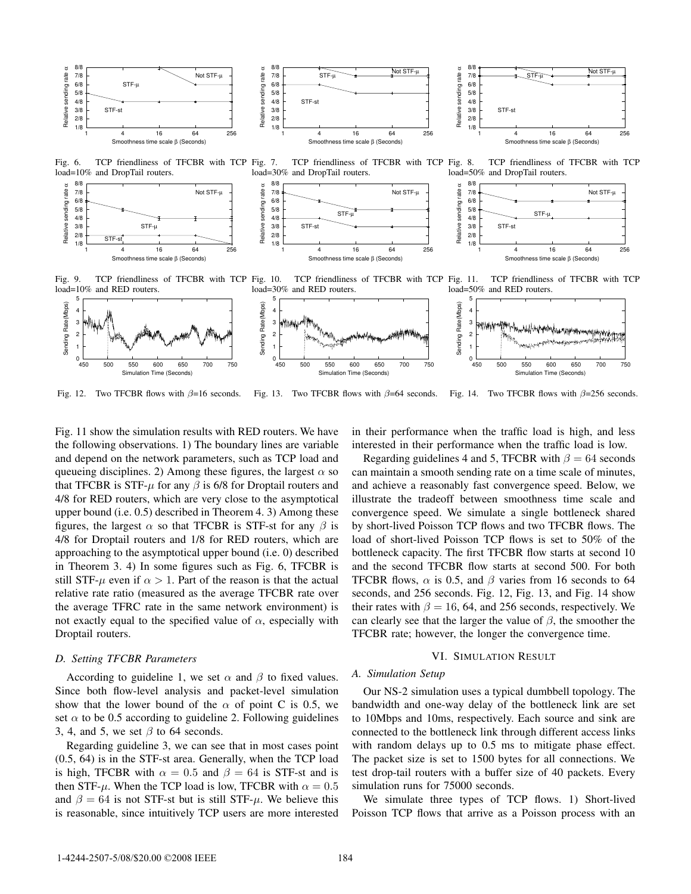Fig. 6. TCP friendliness of TFCBR with TCP load=10% and DropTail routers.

Fig. 7. TCP friendliness of TFCBR with TCP load=30% and DropTail routers.

Fig. 8. TCP friendliness of TFCBR with TCP load=50% and DropTail routers.

Fig. 9. TCP friendliness of TFCBR with TCP load=10% and RED routers.

Fig. 10. TCP friendliness of TFCBR with TCP load=30% and RED routers.

Fig. 11. TCP friendliness of TFCBR with TCP load=50% and RED routers.

Fig. 12. Two TFCBR flows with $\beta$=16 seconds.

Fig. 13. Two TFCBR flows with $\beta$=64 seconds.

Fig. 14. Two TFCBR flows with $\beta$=256 seconds.

Fig. 11 show the simulation results with RED routers. We have the following observations. 1) The boundary lines are variable and depend on the network parameters, such as TCP load and queueing disciplines. 2) Among these figures, the largest $\alpha$ so that TFCBR is STF-$\mu$ for any $\beta$ is 6/8 for Droptail routers and 4/8 for RED routers, which are very close to the asymptotical upper bound (i.e. 0.5) described in Theorem 4. 3) Among these figures, the largest $\alpha$ so that TFCBR is STF-st for any $\beta$ is 4/8 for Droptail routers and 1/8 for RED routers, which are approaching to the asymptotical upper bound (i.e. 0) described in Theorem 3. 4) In some figures such as Fig. 6, TFCBR is still STF-$\mu$ even if $\alpha > 1$. Part of the reason is that the actual relative rate ratio (measured as the average TFCBR rate over the average TFRC rate in the same network environment) is not exactly equal to the specified value of $\alpha$, especially with Droptail routers.

### D. Setting TFCBR Parameters

According to guideline 1, we set $\alpha$ and $\beta$ to fixed values. Since both flow-level analysis and packet-level simulation show that the lower bound of the $\alpha$ of point C is 0.5, we set $\alpha$ to be 0.5 according to guideline 2. Following guidelines 3, 4, and 5, we set $\beta$ to 64 seconds.

Regarding guideline 3, we can see that in most cases point (0.5, 64) is in the STF-st area. Generally, when the TCP load is high, TFCBR with $\alpha = 0.5$ and $\beta = 64$ is STF-st and is then STF-$\mu$. When the TCP load is low, TFCBR with $\alpha = 0.5$ and $\beta = 64$ is not STF-st but is still STF-$\mu$. We believe this is reasonable, since intuitively TCP users are more interested in their performance when the traffic load is high, and less interested in their performance when the traffic load is low.

Regarding guidelines 4 and 5, TFCBR with $\beta = 64$ seconds can maintain a smooth sending rate on a time scale of minutes, and achieve a reasonably fast convergence speed. Below, we illustrate the tradeoff between smoothness time scale and convergence speed. We simulate a single bottleneck shared by short-lived Poisson TCP flows and two TFCBR flows. The load of short-lived Poisson TCP flows is set to 50% of the bottleneck capacity. The first TFCBR flow starts at second 10 and the second TFCBR flow starts at second 500. For both TFCBR flows, $\alpha$ is 0.5, and $\beta$ varies from 16 seconds to 64 seconds, and 256 seconds. Fig. 12, Fig. 13, and Fig. 14 show their rates with $\beta = 16$, 64, and 256 seconds, respectively. We can clearly see that the larger the value of $\beta$, the smoother the TFCBR rate; however, the longer the convergence time.

## VI. Simulation Result

### A. Simulation Setup

Our NS-2 simulation uses a typical dumbbell topology. The bandwidth and one-way delay of the bottleneck link are set to 10Mbps and 10ms, respectively. Each source and sink are connected to the bottleneck link through different access links with random delays up to 0.5 ms to mitigate phase effect. The packet size is set to 1500 bytes for all connections. We test drop-tail routers with a buffer size of 40 packets. Every simulation runs for 75000 seconds.

We simulate three types of TCP flows. 1) Short-lived Poisson TCP flows that arrive as a Poisson process with an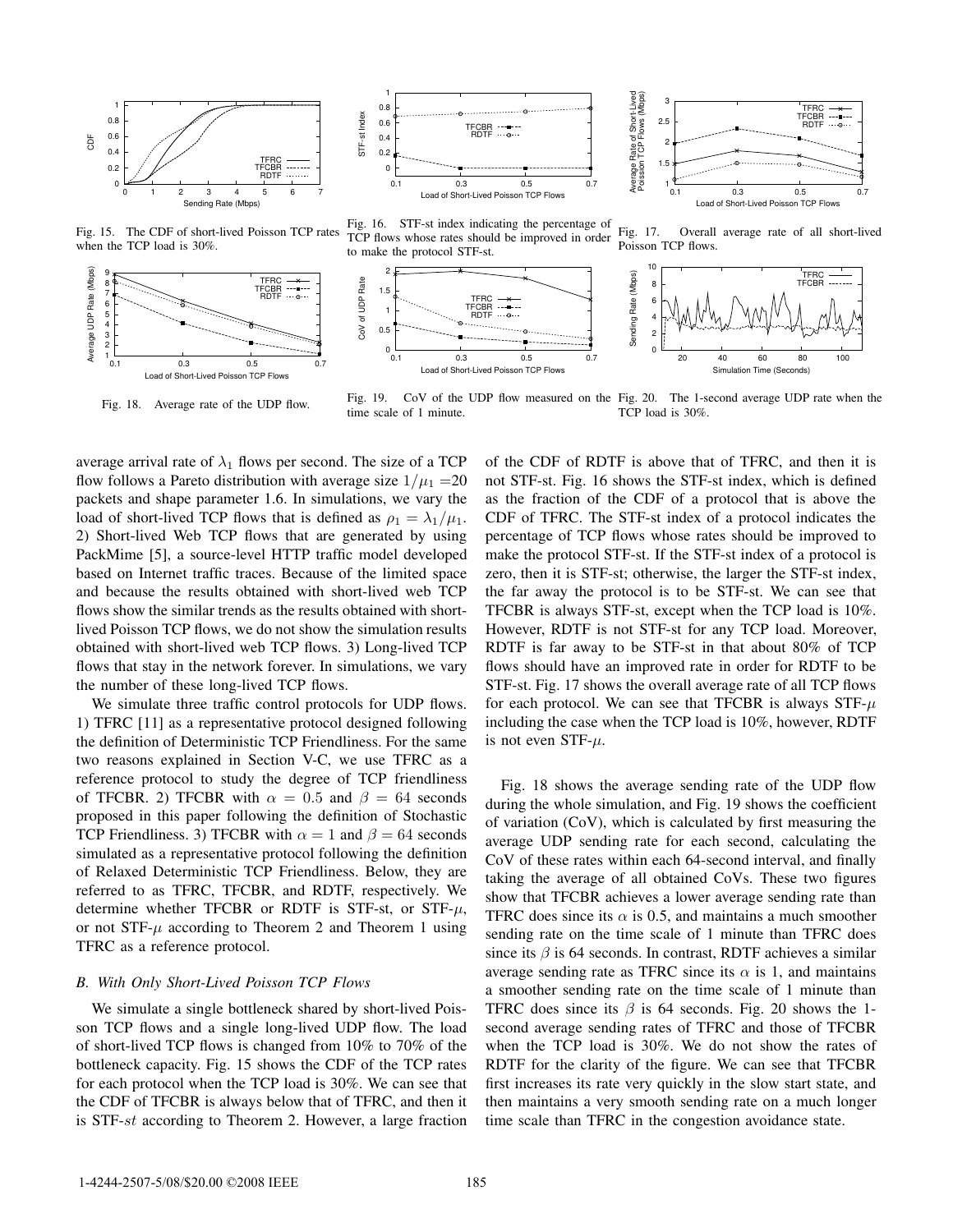Fig. 15. The CDF of short-lived Poisson TCP rates when the TCP load is 30%.

Fig. 16. STF-st index indicating the percentage of TCP flows whose rates should be improved in order to make the protocol STF-st.

Fig. 17. Overall average rate of all short-lived Poisson TCP flows.

Fig. 18. Average rate of the UDP flow.

Fig. 19. CoV of the UDP flow measured on the time scale of 1 minute.

Fig. 20. The 1-second average UDP rate when the TCP load is 30%.

average arrival rate of $\lambda_1$ flows per second. The size of a TCP flow follows a Pareto distribution with average size $1/\mu_1 = 20$ packets and shape parameter 1.6. In simulations, we vary the load of short-lived TCP flows that is defined as $\rho_1 = \lambda_1/\mu_1$. 2) Short-lived Web TCP flows that are generated by using PackMime [5], a source-level HTTP traffic model developed based on Internet traffic traces. Because of the limited space and because the results obtained with short-lived web TCP flows show the similar trends as the results obtained with short-lived Poisson TCP flows, we do not show the simulation results obtained with short-lived web TCP flows. 3) Long-lived TCP flows that stay in the network forever. In simulations, we vary the number of these long-lived TCP flows.

We simulate three traffic control protocols for UDP flows. 1) TFRC [11] as a representative protocol designed following the definition of Deterministic TCP Friendliness. For the same two reasons explained in Section V-C, we use TFRC as a reference protocol to study the degree of TCP friendliness of TFCBR. 2) TFCBR with $\alpha = 0.5$ and $\beta = 64$ seconds proposed in this paper following the definition of Stochastic TCP Friendliness. 3) TFCBR with $\alpha = 1$ and $\beta = 64$ seconds simulated as a representative protocol following the definition of Relaxed Deterministic TCP Friendliness. Below, they are referred to as TFRC, TFCBR, and RDTF, respectively. We determine whether TFCBR or RDTF is STF-st, or STF-$\mu$, or not STF-$\mu$ according to Theorem 2 and Theorem 1 using TFRC as a reference protocol.

### B. With Only Short-Lived Poisson TCP Flows

We simulate a single bottleneck shared by short-lived Poisson TCP flows and a single long-lived UDP flow. The load of short-lived TCP flows is changed from 10% to 70% of the bottleneck capacity. Fig. 15 shows the CDF of the TCP rates for each protocol when the TCP load is 30%. We can see that the CDF of TFCBR is always below that of TFRC, and then it is STF-*st* according to Theorem 2. However, a large fraction of the CDF of RDTF is above that of TFRC, and then it is not STF-st. Fig. 16 shows the STF-st index, which is defined as the fraction of the CDF of a protocol that is above the CDF of TFRC. The STF-st index of a protocol indicates the percentage of TCP flows whose rates should be improved to make the protocol STF-st. If the STF-st index of a protocol is zero, then it is STF-st; otherwise, the larger the STF-st index, the far away the protocol is to be STF-st. We can see that TFCBR is always STF-st, except when the TCP load is 10%. However, RDTF is not STF-st for any TCP load. Moreover, RDTF is far away to be STF-st in that about 80% of TCP flows should have an improved rate in order for RDTF to be STF-st. Fig. 17 shows the overall average rate of all TCP flows for each protocol. We can see that TFCBR is always STF-$\mu$ including the case when the TCP load is 10%, however, RDTF is not even STF-$\mu$.

Fig. 18 shows the average sending rate of the UDP flow during the whole simulation, and Fig. 19 shows the coefficient of variation (CoV), which is calculated by first measuring the average UDP sending rate for each second, calculating the CoV of these rates within each 64-second interval, and finally taking the average of all obtained CoVs. These two figures show that TFCBR achieves a lower average sending rate than TFRC does since its $\alpha$ is 0.5, and maintains a much smoother sending rate on the time scale of 1 minute than TFRC does since its $\beta$ is 64 seconds. In contrast, RDTF achieves a similar average sending rate as TFRC since its $\alpha$ is 1, and maintains a smoother sending rate on the time scale of 1 minute than TFRC does since its $\beta$ is 64 seconds. Fig. 20 shows the 1-second average sending rates of TFRC and those of TFCBR when the TCP load is 30%. We do not show the rates of RDTF for the clarity of the figure. We can see that TFCBR first increases its rate very quickly in the slow start state, and then maintains a very smooth sending rate on a much longer time scale than TFRC in the congestion avoidance state.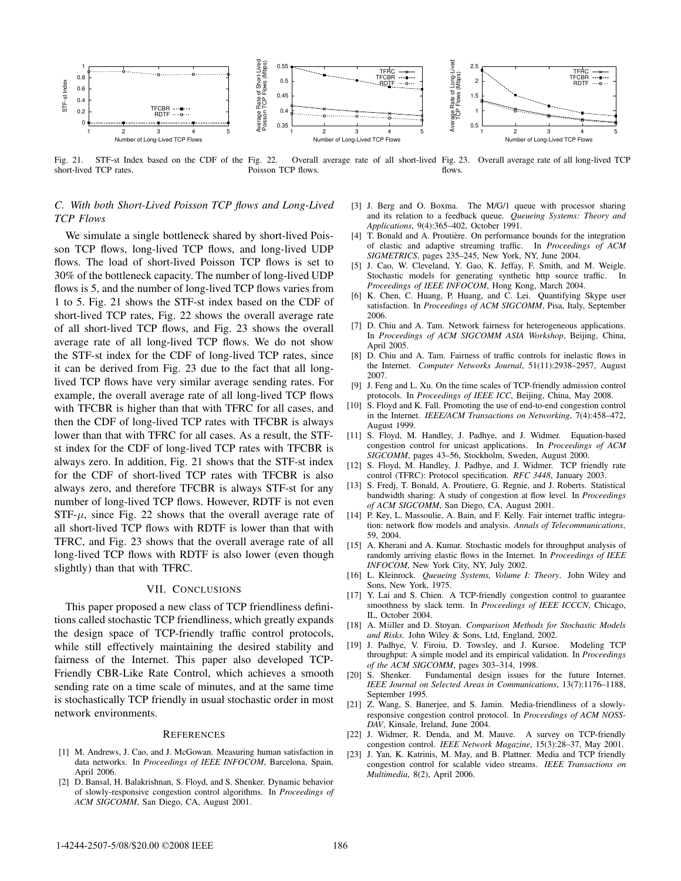1
0.8
0.6
0.4
0.2
0
STF-st Index
TFCBR
RDTF
1 2 3 4 5
Number of Long-Lived TCP Flows

Fig. 21. STF-st Index based on the CDF of the short-lived TCP rates.

0.55
0.5
0.45
0.4
0.35
Average Rate of Short-Lived Poisson TCP Flows (Mbps)
TFRC
TFCBR
RDTF
1 2 3 4 5
Number of Long-Lived TCP Flows

Fig. 22. Overall average rate of all short-lived Poisson TCP flows.

2.5
2
1.5
1
0.5
Average Rate of Long-Lived TCP Flows (Mbps)
TFRC
TFCBR
RDTF
1 2 3 4 5
Number of Long-Lived TCP Flows

Fig. 23. Overall average rate of all long-lived TCP flows.

### *C. With both Short-Lived Poisson TCP flows and Long-Lived TCP Flows*

We simulate a single bottleneck shared by short-lived Poisson TCP flows, long-lived TCP flows, and long-lived UDP flows. The load of short-lived Poisson TCP flows is set to 30% of the bottleneck capacity. The number of long-lived UDP flows is 5, and the number of long-lived TCP flows varies from 1 to 5. Fig. 21 shows the STF-st index based on the CDF of short-lived TCP rates, Fig. 22 shows the overall average rate of all short-lived TCP flows, and Fig. 23 shows the overall average rate of all long-lived TCP flows. We do not show the STF-st index for the CDF of long-lived TCP rates, since it can be derived from Fig. 23 due to the fact that all long-lived TCP flows have very similar average sending rates. For example, the overall average rate of all long-lived TCP flows with TFCBR is higher than that with TFRC for all cases, and then the CDF of long-lived TCP rates with TFCBR is always lower than that with TFRC for all cases. As a result, the STF-st index for the CDF of long-lived TCP rates with TFCBR is always zero. In addition, Fig. 21 shows that the STF-st index for the CDF of short-lived TCP rates with TFCBR is also always zero, and therefore TFCBR is always STF-st for any number of long-lived TCP flows. However, RDTF is not even STF-$\mu$, since Fig. 22 shows that the overall average rate of all short-lived TCP flows with RDTF is lower than that with TFRC, and Fig. 23 shows that the overall average rate of all long-lived TCP flows with RDTF is also lower (even though slightly) than that with TFRC.

## VII. Conclusions

This paper proposed a new class of TCP friendliness definitions called stochastic TCP friendliness, which greatly expands the design space of TCP-friendly traffic control protocols, while still effectively maintaining the desired stability and fairness of the Internet. This paper also developed TCP-Friendly CBR-Like Rate Control, which achieves a smooth sending rate on a time scale of minutes, and at the same time is stochastically TCP friendly in usual stochastic order in most network environments.

## References

[1] M. Andrews, J. Cao, and J. McGowan. Measuring human satisfaction in data networks. In *Proceedings of IEEE INFOCOM*, Barcelona, Spain, April 2006.

[2] D. Bansal, H. Balakrishnan, S. Floyd, and S. Shenker. Dynamic behavior of slowly-responsive congestion control algorithms. In *Proceedings of ACM SIGCOMM*, San Diego, CA, August 2001.

[3] J. Berg and O. Boxma. The M/G/1 queue with processor sharing and its relation to a feedback queue. *Queueing Systems: Theory and Applications*, 9(4):365–402, October 1991.

[4] T. Bonald and A. Proutière. On performance bounds for the integration of elastic and adaptive streaming traffic. In *Proceedings of ACM SIGMETRICS*, pages 235–245, New York, NY, June 2004.

[5] J. Cao, W. Cleveland, Y. Gao, K. Jeffay, F. Smith, and M. Weigle. Stochastic models for generating synthetic http source traffic. In *Proceedings of IEEE INFOCOM*, Hong Kong, March 2004.

[6] K. Chen, C. Huang, P. Huang, and C. Lei. Quantifying Skype user satisfaction. In *Proceedings of ACM SIGCOMM*, Pisa, Italy, September 2006.

[7] D. Chiu and A. Tam. Network fairness for heterogeneous applications. In *Proceedings of ACM SIGCOMM ASIA Workshop*, Beijing, China, April 2005.

[8] D. Chiu and A. Tam. Fairness of traffic controls for inelastic flows in the Internet. *Computer Networks Journal*, 51(11):2938–2957, August 2007.

[9] J. Feng and L. Xu. On the time scales of TCP-friendly admission control protocols. In *Proceedings of IEEE ICC*, Beijing, China, May 2008.

[10] S. Floyd and K. Fall. Promoting the use of end-to-end congestion control in the Internet. *IEEE/ACM Transactions on Networking*, 7(4):458–472, August 1999.

[11] S. Floyd, M. Handley, J. Padhye, and J. Widmer. Equation-based congestion control for unicast applications. In *Proceedings of ACM SIGCOMM*, pages 43–56, Stockholm, Sweden, August 2000.

[12] S. Floyd, M. Handley, J. Padhye, and J. Widmer. TCP friendly rate control (TFRC): Protocol specification. *RFC 3448*, January 2003.

[13] S. Fredj, T. Bonald, A. Proutiere, G. Regnie, and J. Roberts. Statistical bandwidth sharing: A study of congestion at flow level. In *Proceedings of ACM SIGCOMM*, San Diego, CA, August 2001.

[14] P. Key, L. Massoulie, A. Bain, and F. Kelly. Fair internet traffic integration: network flow models and analysis. *Annals of Telecommunications*, 59, 2004.

[15] A. Kherani and A. Kumar. Stochastic models for throughput analysis of randomly arriving elastic flows in the Internet. In *Proceedings of IEEE INFOCOM*, New York City, NY, July 2002.

[16] L. Kleinrock. *Queueing Systems, Volume I: Theory*. John Wiley and Sons, New York, 1975.

[17] Y. Lai and S. Chien. A TCP-friendly congestion control to guarantee smoothness by slack term. In *Proceedings of IEEE ICCCN*, Chicago, IL, October 2004.

[18] A. Müller and D. Stoyan. *Comparison Methods for Stochastic Models and Risks*. John Wiley & Sons, Ltd, England, 2002.

[19] J. Padhye, V. Firoiu, D. Towsley, and J. Kursoe. Modeling TCP throughput: A simple model and its empirical validation. In *Proceedings of the ACM SIGCOMM*, pages 303–314, 1998.

[20] S. Shenker. Fundamental design issues for the future Internet. *IEEE Journal on Selected Areas in Communications*, 13(7):1176–1188, September 1995.

[21] Z. Wang, S. Banerjee, and S. Jamin. Media-friendliness of a slowly-responsive congestion control protocol. In *Proceedings of ACM NOSSDAV*, Kinsale, Ireland, June 2004.

[22] J. Widmer, R. Denda, and M. Mauve. A survey on TCP-friendly congestion control. *IEEE Network Magazine*, 15(3):28–37, May 2001.

[23] J. Yan, K. Katrinis, M. May, and B. Plattner. Media and TCP friendly congestion control for scalable video streams. *IEEE Transactions on Multimedia*, 8(2), April 2006.